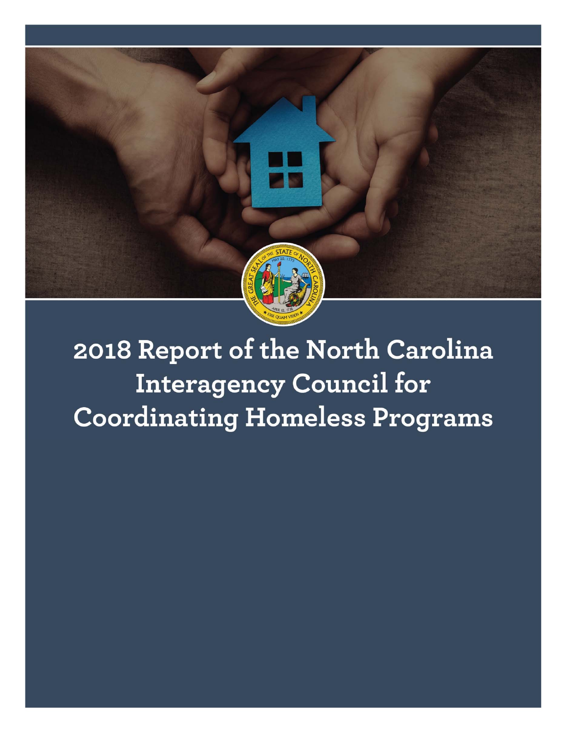# 2018 Report of the North Carolina Interagency Council for Coordinating Homeless Programs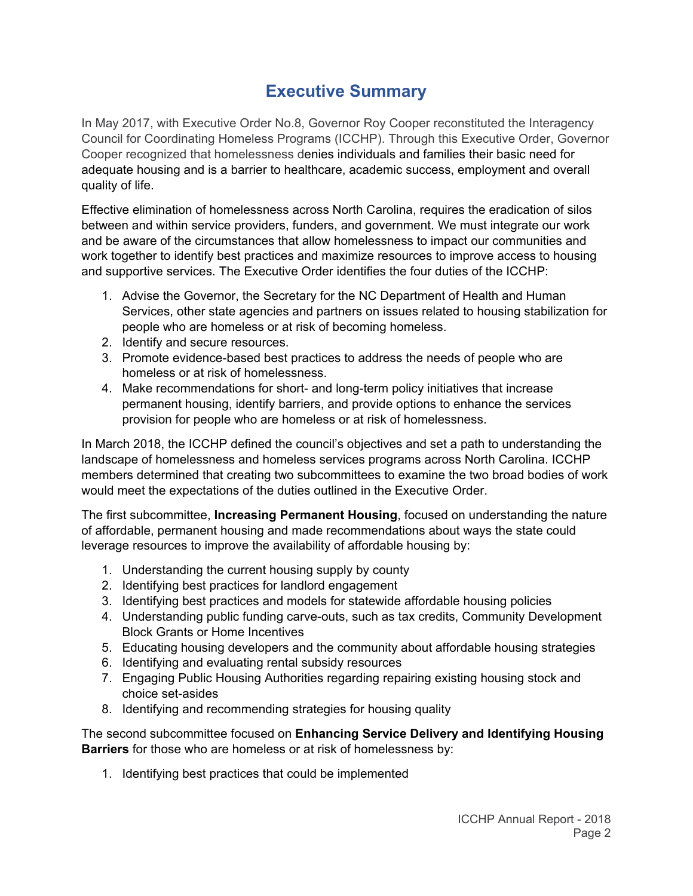# Executive Summary

In May 2017, with Executive Order No.8, Governor Roy Cooper reconstituted the Interagency Council for Coordinating Homeless Programs (ICCHP). Through this Executive Order, Governor Cooper recognized that homelessness denies individuals and families their basic need for adequate housing and is a barrier to healthcare, academic success, employment and overall quality of life.

Effective elimination of homelessness across North Carolina, requires the eradication of silos between and within service providers, funders, and government. We must integrate our work and be aware of the circumstances that allow homelessness to impact our communities and work together to identify best practices and maximize resources to improve access to housing and supportive services. The Executive Order identifies the four duties of the ICCHP:

1. Advise the Governor, the Secretary for the NC Department of Health and Human Services, other state agencies and partners on issues related to housing stabilization for people who are homeless or at risk of becoming homeless.
2. Identify and secure resources.
3. Promote evidence-based best practices to address the needs of people who are homeless or at risk of homelessness.
4. Make recommendations for short- and long-term policy initiatives that increase permanent housing, identify barriers, and provide options to enhance the services provision for people who are homeless or at risk of homelessness.

In March 2018, the ICCHP defined the council's objectives and set a path to understanding the landscape of homelessness and homeless services programs across North Carolina. ICCHP members determined that creating two subcommittees to examine the two broad bodies of work would meet the expectations of the duties outlined in the Executive Order.

The first subcommittee, **Increasing Permanent Housing**, focused on understanding the nature of affordable, permanent housing and made recommendations about ways the state could leverage resources to improve the availability of affordable housing by:

1. Understanding the current housing supply by county
2. Identifying best practices for landlord engagement
3. Identifying best practices and models for statewide affordable housing policies
4. Understanding public funding carve-outs, such as tax credits, Community Development Block Grants or Home Incentives
5. Educating housing developers and the community about affordable housing strategies
6. Identifying and evaluating rental subsidy resources
7. Engaging Public Housing Authorities regarding repairing existing housing stock and choice set-asides
8. Identifying and recommending strategies for housing quality

The second subcommittee focused on **Enhancing Service Delivery and Identifying Housing Barriers** for those who are homeless or at risk of homelessness by:

1. Identifying best practices that could be implemented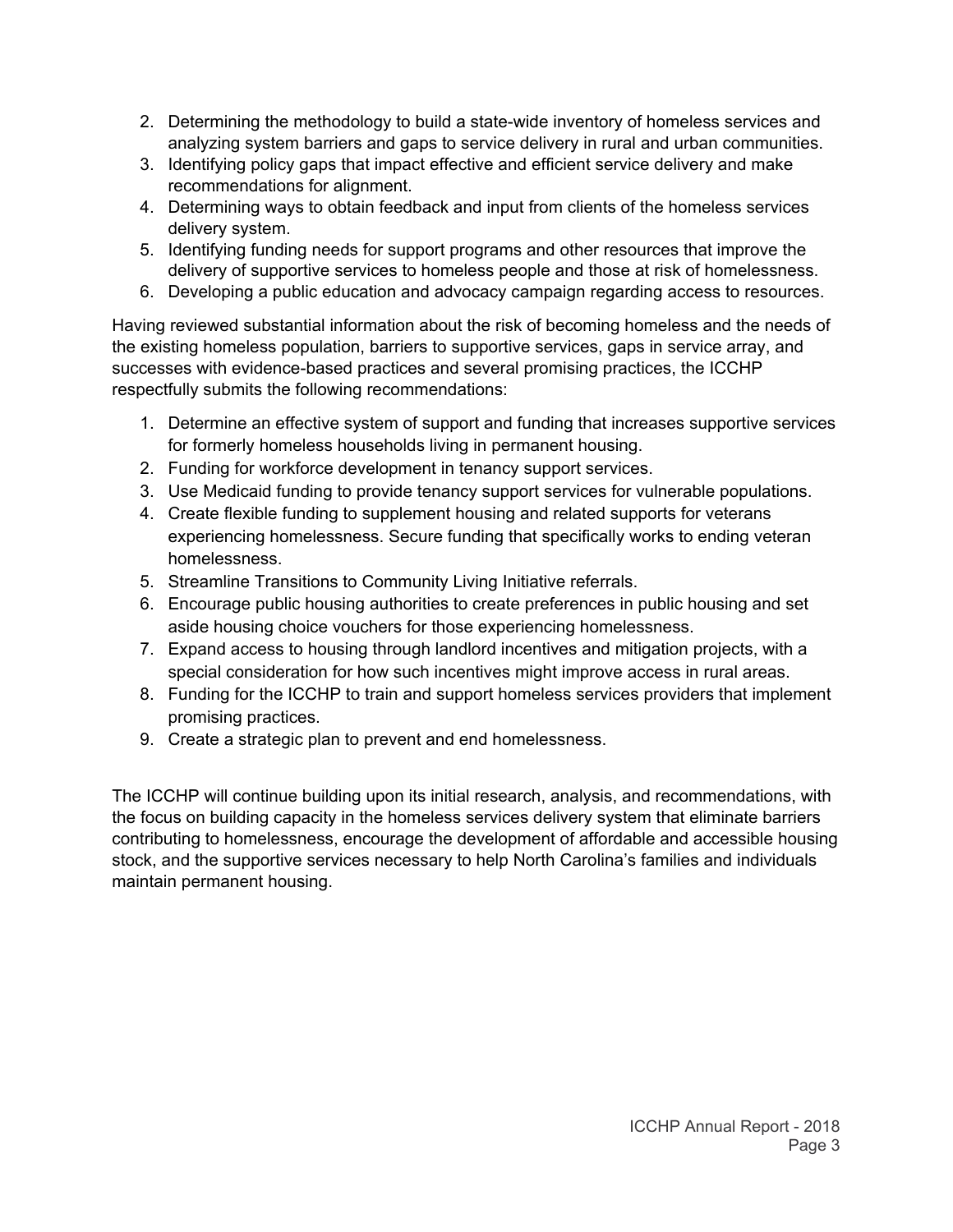2. Determining the methodology to build a state-wide inventory of homeless services and analyzing system barriers and gaps to service delivery in rural and urban communities.
3. Identifying policy gaps that impact effective and efficient service delivery and make recommendations for alignment.
4. Determining ways to obtain feedback and input from clients of the homeless services delivery system.
5. Identifying funding needs for support programs and other resources that improve the delivery of supportive services to homeless people and those at risk of homelessness.
6. Developing a public education and advocacy campaign regarding access to resources.

Having reviewed substantial information about the risk of becoming homeless and the needs of the existing homeless population, barriers to supportive services, gaps in service array, and successes with evidence-based practices and several promising practices, the ICCHP respectfully submits the following recommendations:

1. Determine an effective system of support and funding that increases supportive services for formerly homeless households living in permanent housing.
2. Funding for workforce development in tenancy support services.
3. Use Medicaid funding to provide tenancy support services for vulnerable populations.
4. Create flexible funding to supplement housing and related supports for veterans experiencing homelessness. Secure funding that specifically works to ending veteran homelessness.
5. Streamline Transitions to Community Living Initiative referrals.
6. Encourage public housing authorities to create preferences in public housing and set aside housing choice vouchers for those experiencing homelessness.
7. Expand access to housing through landlord incentives and mitigation projects, with a special consideration for how such incentives might improve access in rural areas.
8. Funding for the ICCHP to train and support homeless services providers that implement promising practices.
9. Create a strategic plan to prevent and end homelessness.

The ICCHP will continue building upon its initial research, analysis, and recommendations, with the focus on building capacity in the homeless services delivery system that eliminate barriers contributing to homelessness, encourage the development of affordable and accessible housing stock, and the supportive services necessary to help North Carolina's families and individuals maintain permanent housing.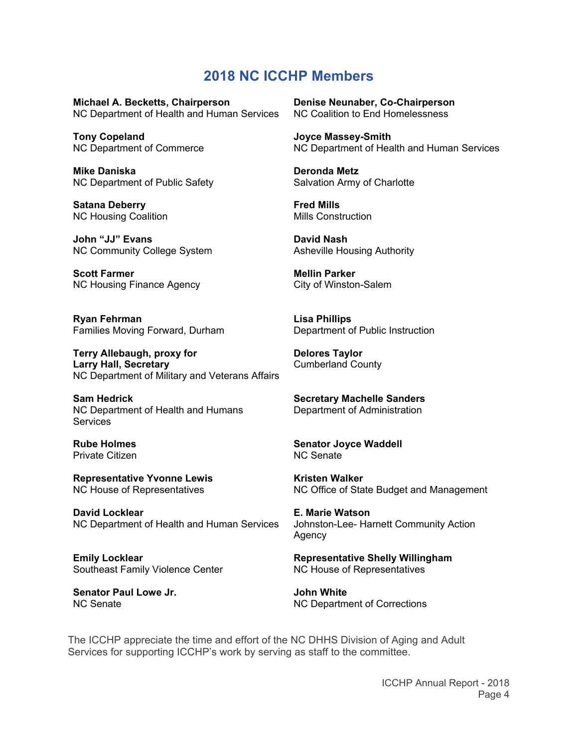## 2018 NC ICCHP Members

**Michael A. Becketts, Chairperson**
NC Department of Health and Human Services

**Tony Copeland**
NC Department of Commerce

**Mike Daniska**
NC Department of Public Safety

**Satana Deberry**
NC Housing Coalition

**John "JJ" Evans**
NC Community College System

**Scott Farmer**
NC Housing Finance Agency

**Ryan Fehrman**
Families Moving Forward, Durham

**Terry Allebaugh, proxy for**
**Larry Hall, Secretary**
NC Department of Military and Veterans Affairs

**Sam Hedrick**
NC Department of Health and Humans Services

**Rube Holmes**
Private Citizen

**Representative Yvonne Lewis**
NC House of Representatives

**David Locklear**
NC Department of Health and Human Services

**Emily Locklear**
Southeast Family Violence Center

**Senator Paul Lowe Jr.**
NC Senate

**Denise Neunaber, Co-Chairperson**
NC Coalition to End Homelessness

**Joyce Massey-Smith**
NC Department of Health and Human Services

**Deronda Metz**
Salvation Army of Charlotte

**Fred Mills**
Mills Construction

**David Nash**
Asheville Housing Authority

**Mellin Parker**
City of Winston-Salem

**Lisa Phillips**
Department of Public Instruction

**Delores Taylor**
Cumberland County

**Secretary Machelle Sanders**
Department of Administration

**Senator Joyce Waddell**
NC Senate

**Kristen Walker**
NC Office of State Budget and Management

**E. Marie Watson**
Johnston-Lee- Harnett Community Action Agency

**Representative Shelly Willingham**
NC House of Representatives

**John White**
NC Department of Corrections

The ICCHP appreciate the time and effort of the NC DHHS Division of Aging and Adult Services for supporting ICCHP's work by serving as staff to the committee.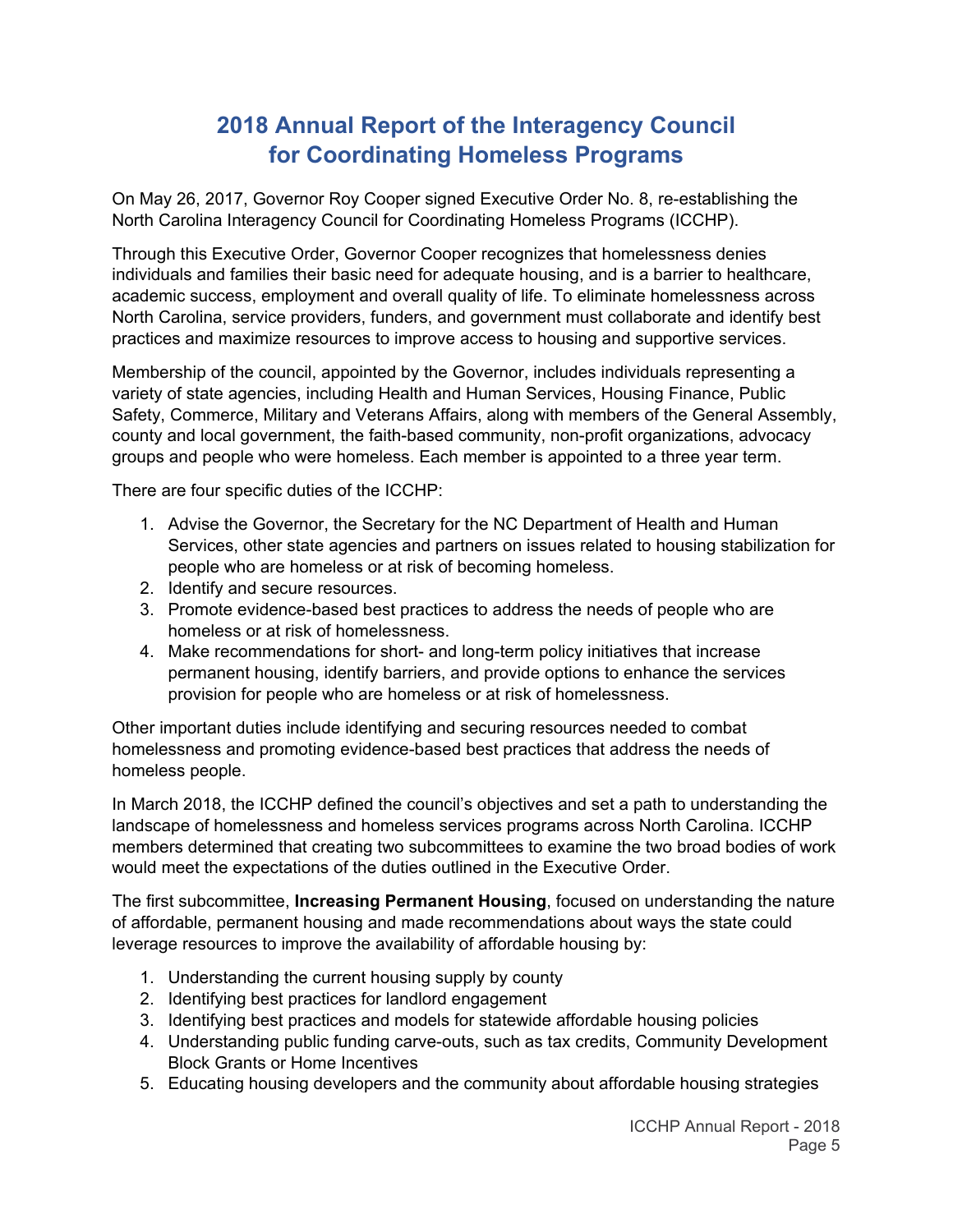# 2018 Annual Report of the Interagency Council for Coordinating Homeless Programs

On May 26, 2017, Governor Roy Cooper signed Executive Order No. 8, re-establishing the North Carolina Interagency Council for Coordinating Homeless Programs (ICCHP).

Through this Executive Order, Governor Cooper recognizes that homelessness denies individuals and families their basic need for adequate housing, and is a barrier to healthcare, academic success, employment and overall quality of life. To eliminate homelessness across North Carolina, service providers, funders, and government must collaborate and identify best practices and maximize resources to improve access to housing and supportive services.

Membership of the council, appointed by the Governor, includes individuals representing a variety of state agencies, including Health and Human Services, Housing Finance, Public Safety, Commerce, Military and Veterans Affairs, along with members of the General Assembly, county and local government, the faith-based community, non-profit organizations, advocacy groups and people who were homeless. Each member is appointed to a three year term.

There are four specific duties of the ICCHP:

1. Advise the Governor, the Secretary for the NC Department of Health and Human Services, other state agencies and partners on issues related to housing stabilization for people who are homeless or at risk of becoming homeless.
2. Identify and secure resources.
3. Promote evidence-based best practices to address the needs of people who are homeless or at risk of homelessness.
4. Make recommendations for short- and long-term policy initiatives that increase permanent housing, identify barriers, and provide options to enhance the services provision for people who are homeless or at risk of homelessness.

Other important duties include identifying and securing resources needed to combat homelessness and promoting evidence-based best practices that address the needs of homeless people.

In March 2018, the ICCHP defined the council's objectives and set a path to understanding the landscape of homelessness and homeless services programs across North Carolina. ICCHP members determined that creating two subcommittees to examine the two broad bodies of work would meet the expectations of the duties outlined in the Executive Order.

The first subcommittee, **Increasing Permanent Housing**, focused on understanding the nature of affordable, permanent housing and made recommendations about ways the state could leverage resources to improve the availability of affordable housing by:

1. Understanding the current housing supply by county
2. Identifying best practices for landlord engagement
3. Identifying best practices and models for statewide affordable housing policies
4. Understanding public funding carve-outs, such as tax credits, Community Development Block Grants or Home Incentives
5. Educating housing developers and the community about affordable housing strategies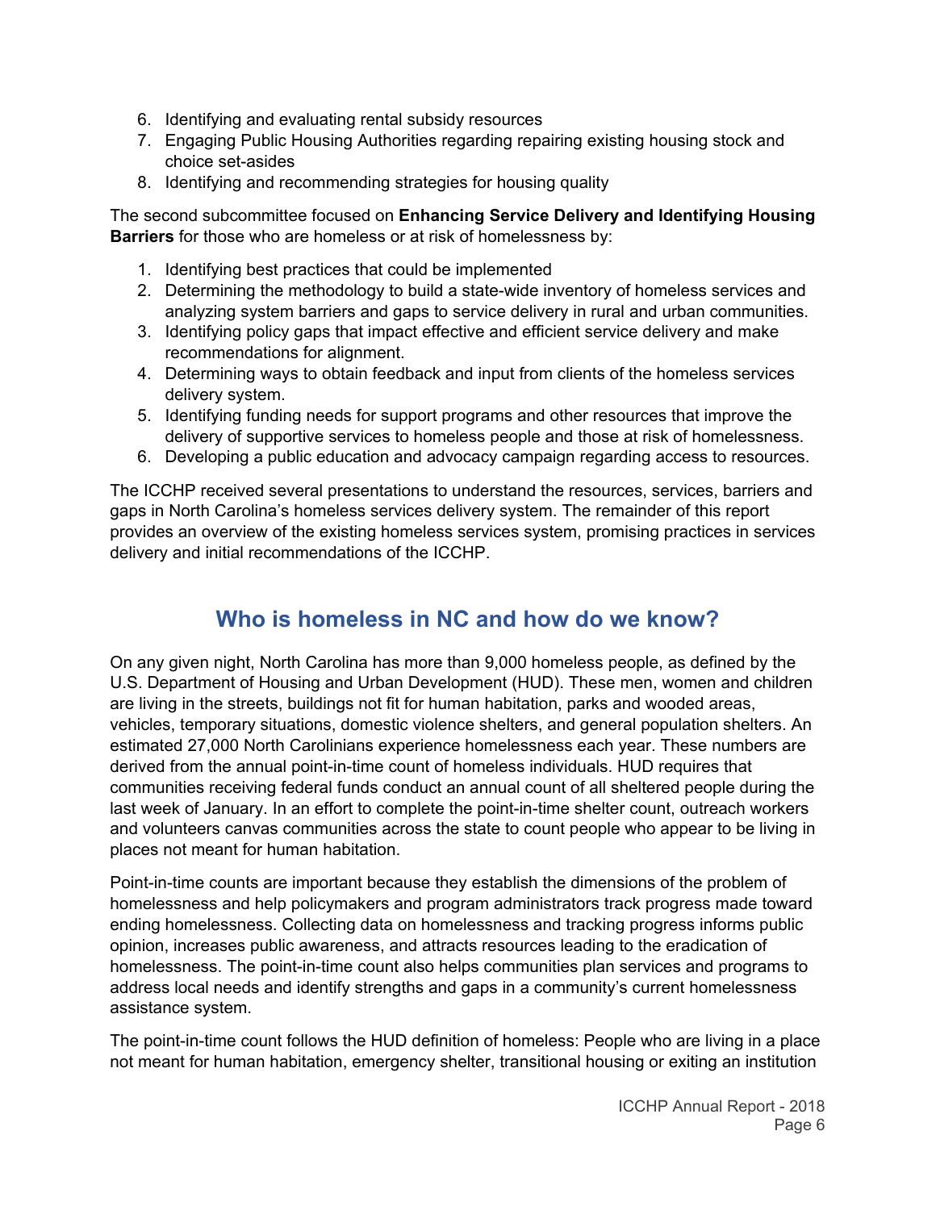6. Identifying and evaluating rental subsidy resources
7. Engaging Public Housing Authorities regarding repairing existing housing stock and choice set-asides
8. Identifying and recommending strategies for housing quality

The second subcommittee focused on **Enhancing Service Delivery and Identifying Housing Barriers** for those who are homeless or at risk of homelessness by:

1. Identifying best practices that could be implemented
2. Determining the methodology to build a state-wide inventory of homeless services and analyzing system barriers and gaps to service delivery in rural and urban communities.
3. Identifying policy gaps that impact effective and efficient service delivery and make recommendations for alignment.
4. Determining ways to obtain feedback and input from clients of the homeless services delivery system.
5. Identifying funding needs for support programs and other resources that improve the delivery of supportive services to homeless people and those at risk of homelessness.
6. Developing a public education and advocacy campaign regarding access to resources.

The ICCHP received several presentations to understand the resources, services, barriers and gaps in North Carolina's homeless services delivery system. The remainder of this report provides an overview of the existing homeless services system, promising practices in services delivery and initial recommendations of the ICCHP.

## Who is homeless in NC and how do we know?

On any given night, North Carolina has more than 9,000 homeless people, as defined by the U.S. Department of Housing and Urban Development (HUD). These men, women and children are living in the streets, buildings not fit for human habitation, parks and wooded areas, vehicles, temporary situations, domestic violence shelters, and general population shelters. An estimated 27,000 North Carolinians experience homelessness each year. These numbers are derived from the annual point-in-time count of homeless individuals. HUD requires that communities receiving federal funds conduct an annual count of all sheltered people during the last week of January. In an effort to complete the point-in-time shelter count, outreach workers and volunteers canvas communities across the state to count people who appear to be living in places not meant for human habitation.

Point-in-time counts are important because they establish the dimensions of the problem of homelessness and help policymakers and program administrators track progress made toward ending homelessness. Collecting data on homelessness and tracking progress informs public opinion, increases public awareness, and attracts resources leading to the eradication of homelessness. The point-in-time count also helps communities plan services and programs to address local needs and identify strengths and gaps in a community's current homelessness assistance system.

The point-in-time count follows the HUD definition of homeless: People who are living in a place not meant for human habitation, emergency shelter, transitional housing or exiting an institution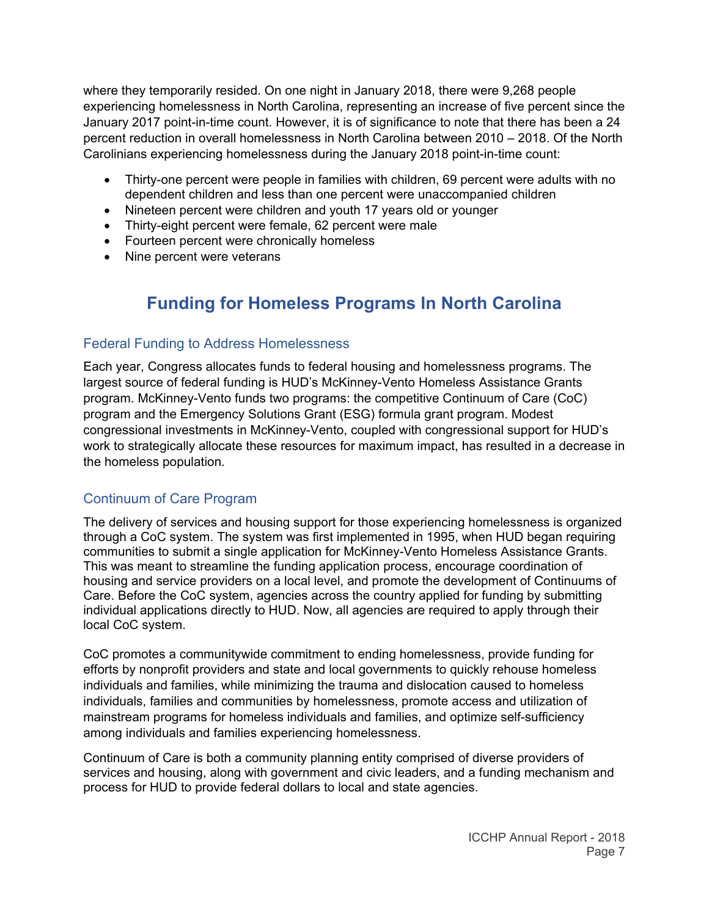where they temporarily resided. On one night in January 2018, there were 9,268 people experiencing homelessness in North Carolina, representing an increase of five percent since the January 2017 point-in-time count. However, it is of significance to note that there has been a 24 percent reduction in overall homelessness in North Carolina between 2010 – 2018. Of the North Carolinians experiencing homelessness during the January 2018 point-in-time count:

- Thirty-one percent were people in families with children, 69 percent were adults with no dependent children and less than one percent were unaccompanied children
- Nineteen percent were children and youth 17 years old or younger
- Thirty-eight percent were female, 62 percent were male
- Fourteen percent were chronically homeless
- Nine percent were veterans

# Funding for Homeless Programs In North Carolina

## Federal Funding to Address Homelessness

Each year, Congress allocates funds to federal housing and homelessness programs. The largest source of federal funding is HUD's McKinney-Vento Homeless Assistance Grants program. McKinney-Vento funds two programs: the competitive Continuum of Care (CoC) program and the Emergency Solutions Grant (ESG) formula grant program. Modest congressional investments in McKinney-Vento, coupled with congressional support for HUD's work to strategically allocate these resources for maximum impact, has resulted in a decrease in the homeless population.

## Continuum of Care Program

The delivery of services and housing support for those experiencing homelessness is organized through a CoC system. The system was first implemented in 1995, when HUD began requiring communities to submit a single application for McKinney-Vento Homeless Assistance Grants. This was meant to streamline the funding application process, encourage coordination of housing and service providers on a local level, and promote the development of Continuums of Care. Before the CoC system, agencies across the country applied for funding by submitting individual applications directly to HUD. Now, all agencies are required to apply through their local CoC system.

CoC promotes a communitywide commitment to ending homelessness, provide funding for efforts by nonprofit providers and state and local governments to quickly rehouse homeless individuals and families, while minimizing the trauma and dislocation caused to homeless individuals, families and communities by homelessness, promote access and utilization of mainstream programs for homeless individuals and families, and optimize self-sufficiency among individuals and families experiencing homelessness.

Continuum of Care is both a community planning entity comprised of diverse providers of services and housing, along with government and civic leaders, and a funding mechanism and process for HUD to provide federal dollars to local and state agencies.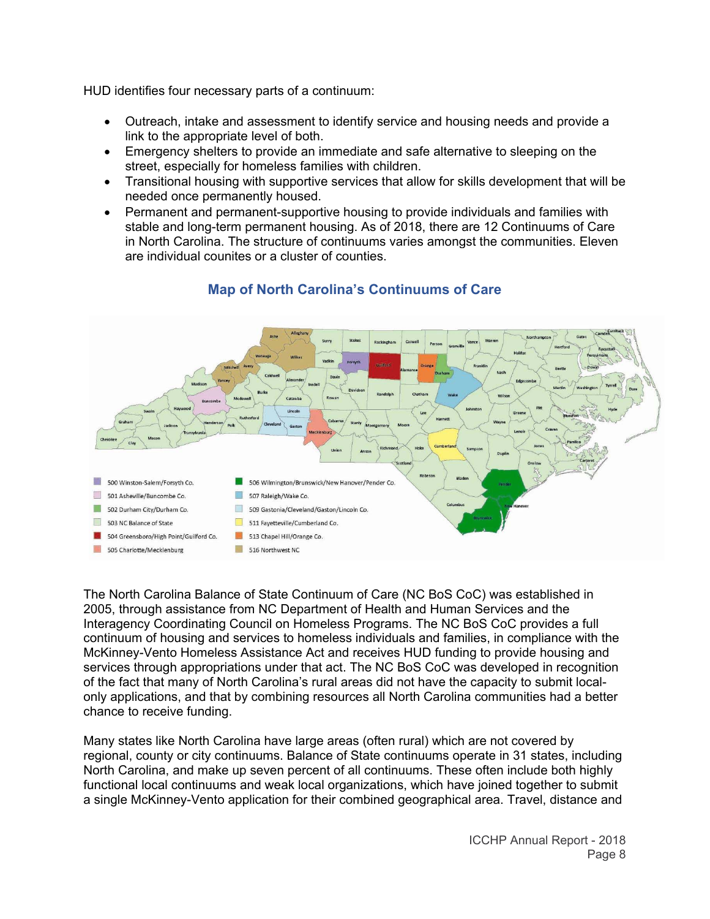HUD identifies four necessary parts of a continuum:

- Outreach, intake and assessment to identify service and housing needs and provide a link to the appropriate level of both.
- Emergency shelters to provide an immediate and safe alternative to sleeping on the street, especially for homeless families with children.
- Transitional housing with supportive services that allow for skills development that will be needed once permanently housed.
- Permanent and permanent-supportive housing to provide individuals and families with stable and long-term permanent housing. As of 2018, there are 12 Continuums of Care in North Carolina. The structure of continuums varies amongst the communities. Eleven are individual counites or a cluster of counties.

## Map of North Carolina's Continuums of Care

- 500 Winston-Salem/Forsyth Co.
- 501 Asheville/Buncombe Co.
- 502 Durham City/Durham Co.
- 503 NC Balance of State
- 504 Greensboro/High Point/Guilford Co.
- 505 Charlotte/Mecklenburg
- 506 Wilmington/Brunswick/New Hanover/Pender Co.
- 507 Raleigh/Wake Co.
- 509 Gastonia/Cleveland/Gaston/Lincoln Co.
- 511 Fayetteville/Cumberland Co.
- 513 Chapel Hill/Orange Co.
- 516 Northwest NC

The North Carolina Balance of State Continuum of Care (NC BoS CoC) was established in 2005, through assistance from NC Department of Health and Human Services and the Interagency Coordinating Council on Homeless Programs. The NC BoS CoC provides a full continuum of housing and services to homeless individuals and families, in compliance with the McKinney-Vento Homeless Assistance Act and receives HUD funding to provide housing and services through appropriations under that act. The NC BoS CoC was developed in recognition of the fact that many of North Carolina's rural areas did not have the capacity to submit local-only applications, and that by combining resources all North Carolina communities had a better chance to receive funding.

Many states like North Carolina have large areas (often rural) which are not covered by regional, county or city continuums. Balance of State continuums operate in 31 states, including North Carolina, and make up seven percent of all continuums. These often include both highly functional local continuums and weak local organizations, which have joined together to submit a single McKinney-Vento application for their combined geographical area. Travel, distance and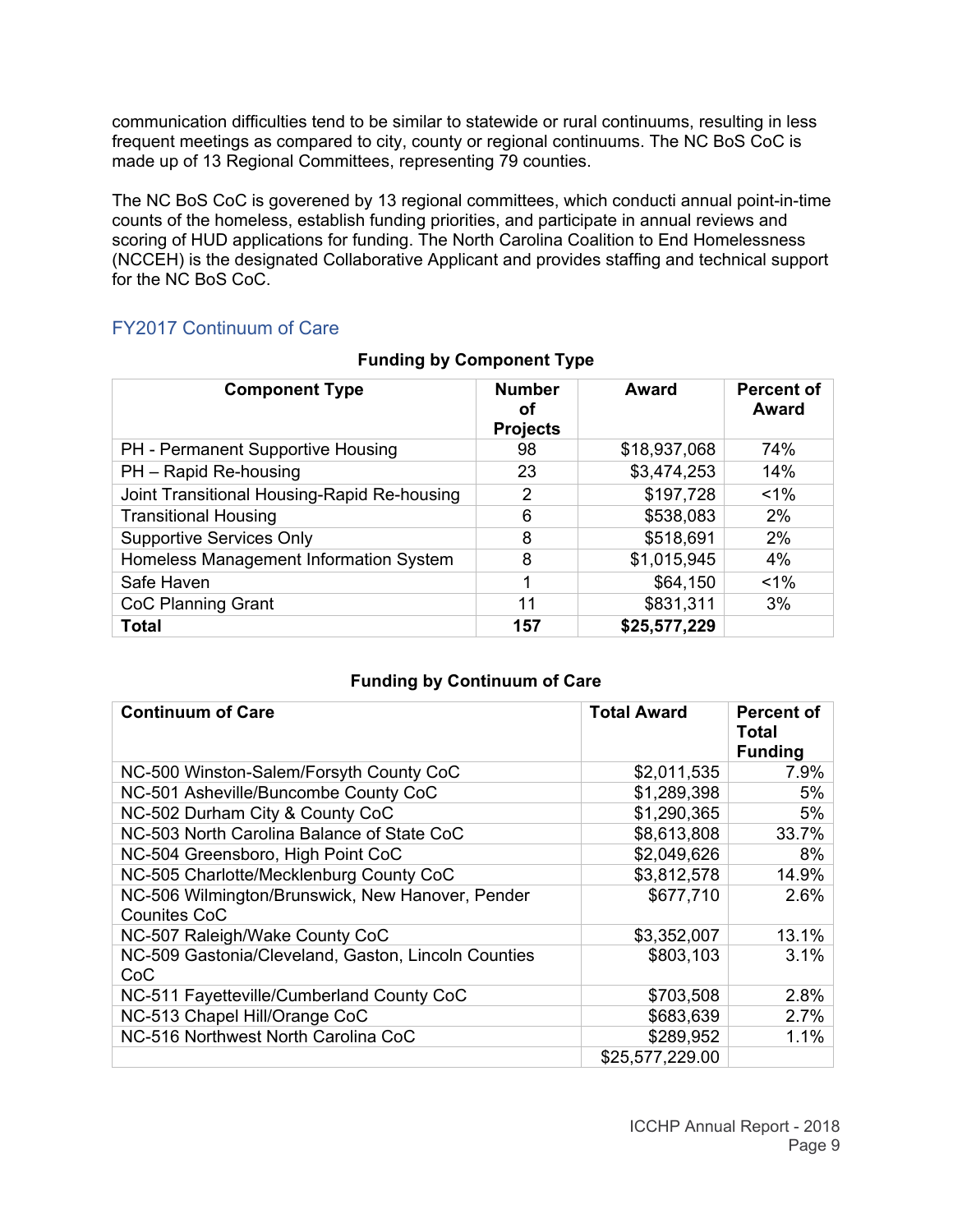communication difficulties tend to be similar to statewide or rural continuums, resulting in less frequent meetings as compared to city, county or regional continuums. The NC BoS CoC is made up of 13 Regional Committees, representing 79 counties.

The NC BoS CoC is goverened by 13 regional committees, which conducti annual point-in-time counts of the homeless, establish funding priorities, and participate in annual reviews and scoring of HUD applications for funding. The North Carolina Coalition to End Homelessness (NCCEH) is the designated Collaborative Applicant and provides staffing and technical support for the NC BoS CoC.

## FY2017 Continuum of Care

**Funding by Component Type**

| Component Type | Number of Projects | Award | Percent of Award |
|---|---|---|---|
| PH - Permanent Supportive Housing | 98 | $18,937,068 | 74% |
| PH – Rapid Re-housing | 23 | $3,474,253 | 14% |
| Joint Transitional Housing-Rapid Re-housing | 2 | $197,728 | <1% |
| Transitional Housing | 6 | $538,083 | 2% |
| Supportive Services Only | 8 | $518,691 | 2% |
| Homeless Management Information System | 8 | $1,015,945 | 4% |
| Safe Haven | 1 | $64,150 | <1% |
| CoC Planning Grant | 11 | $831,311 | 3% |
| **Total** | **157** | **$25,577,229** | |

**Funding by Continuum of Care**

| Continuum of Care | Total Award | Percent of Total Funding |
|---|---|---|
| NC-500 Winston-Salem/Forsyth County CoC | $2,011,535 | 7.9% |
| NC-501 Asheville/Buncombe County CoC | $1,289,398 | 5% |
| NC-502 Durham City & County CoC | $1,290,365 | 5% |
| NC-503 North Carolina Balance of State CoC | $8,613,808 | 33.7% |
| NC-504 Greensboro, High Point CoC | $2,049,626 | 8% |
| NC-505 Charlotte/Mecklenburg County CoC | $3,812,578 | 14.9% |
| NC-506 Wilmington/Brunswick, New Hanover, Pender Counites CoC | $677,710 | 2.6% |
| NC-507 Raleigh/Wake County CoC | $3,352,007 | 13.1% |
| NC-509 Gastonia/Cleveland, Gaston, Lincoln Counties CoC | $803,103 | 3.1% |
| NC-511 Fayetteville/Cumberland County CoC | $703,508 | 2.8% |
| NC-513 Chapel Hill/Orange CoC | $683,639 | 2.7% |
| NC-516 Northwest North Carolina CoC | $289,952 | 1.1% |
| | $25,577,229.00 | |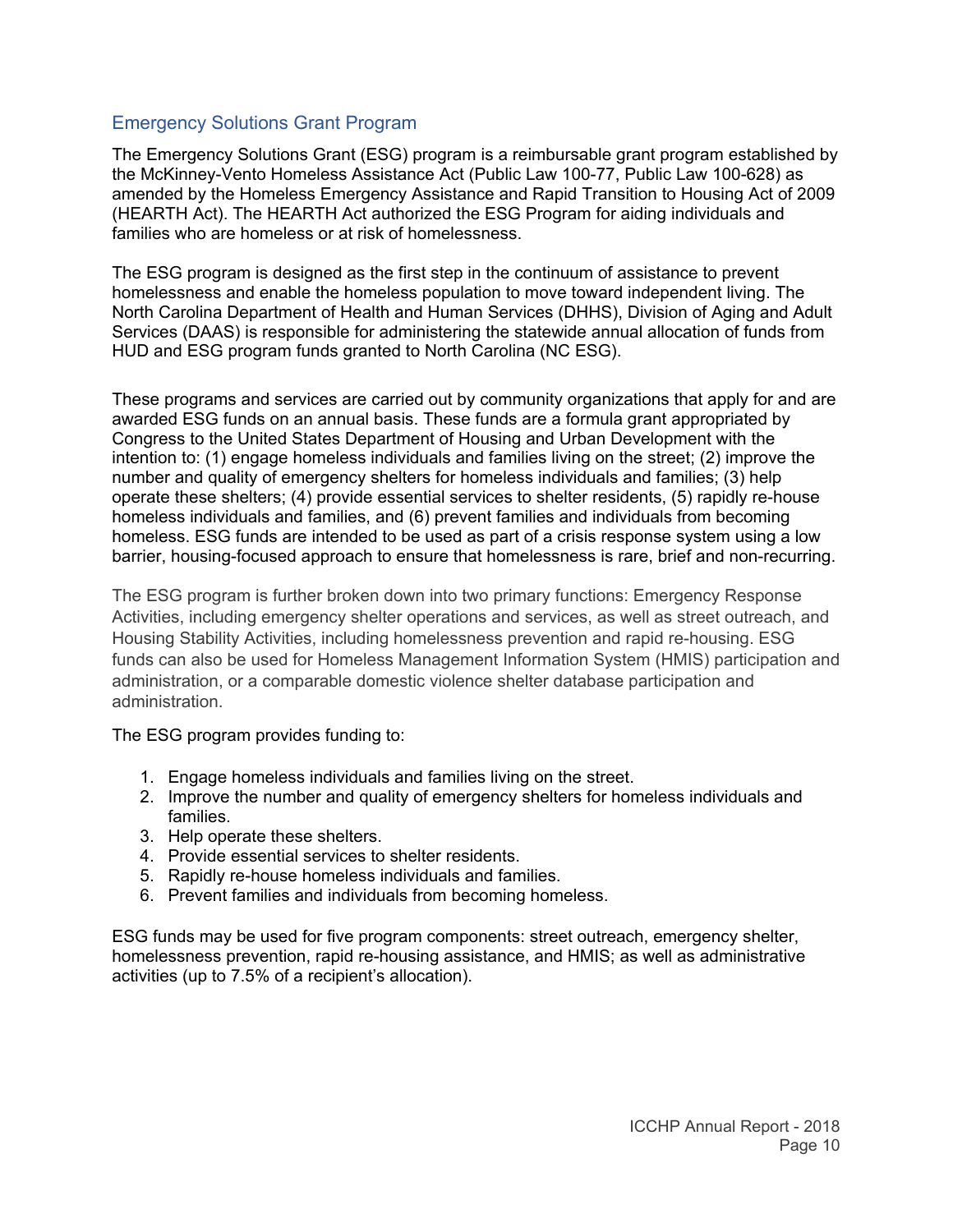## Emergency Solutions Grant Program

The Emergency Solutions Grant (ESG) program is a reimbursable grant program established by the McKinney-Vento Homeless Assistance Act (Public Law 100-77, Public Law 100-628) as amended by the Homeless Emergency Assistance and Rapid Transition to Housing Act of 2009 (HEARTH Act). The HEARTH Act authorized the ESG Program for aiding individuals and families who are homeless or at risk of homelessness.

The ESG program is designed as the first step in the continuum of assistance to prevent homelessness and enable the homeless population to move toward independent living. The North Carolina Department of Health and Human Services (DHHS), Division of Aging and Adult Services (DAAS) is responsible for administering the statewide annual allocation of funds from HUD and ESG program funds granted to North Carolina (NC ESG).

These programs and services are carried out by community organizations that apply for and are awarded ESG funds on an annual basis. These funds are a formula grant appropriated by Congress to the United States Department of Housing and Urban Development with the intention to: (1) engage homeless individuals and families living on the street; (2) improve the number and quality of emergency shelters for homeless individuals and families; (3) help operate these shelters; (4) provide essential services to shelter residents, (5) rapidly re-house homeless individuals and families, and (6) prevent families and individuals from becoming homeless. ESG funds are intended to be used as part of a crisis response system using a low barrier, housing-focused approach to ensure that homelessness is rare, brief and non-recurring.

The ESG program is further broken down into two primary functions: Emergency Response Activities, including emergency shelter operations and services, as well as street outreach, and Housing Stability Activities, including homelessness prevention and rapid re-housing. ESG funds can also be used for Homeless Management Information System (HMIS) participation and administration, or a comparable domestic violence shelter database participation and administration.

The ESG program provides funding to:

1. Engage homeless individuals and families living on the street.
2. Improve the number and quality of emergency shelters for homeless individuals and families.
3. Help operate these shelters.
4. Provide essential services to shelter residents.
5. Rapidly re-house homeless individuals and families.
6. Prevent families and individuals from becoming homeless.

ESG funds may be used for five program components: street outreach, emergency shelter, homelessness prevention, rapid re-housing assistance, and HMIS; as well as administrative activities (up to 7.5% of a recipient's allocation).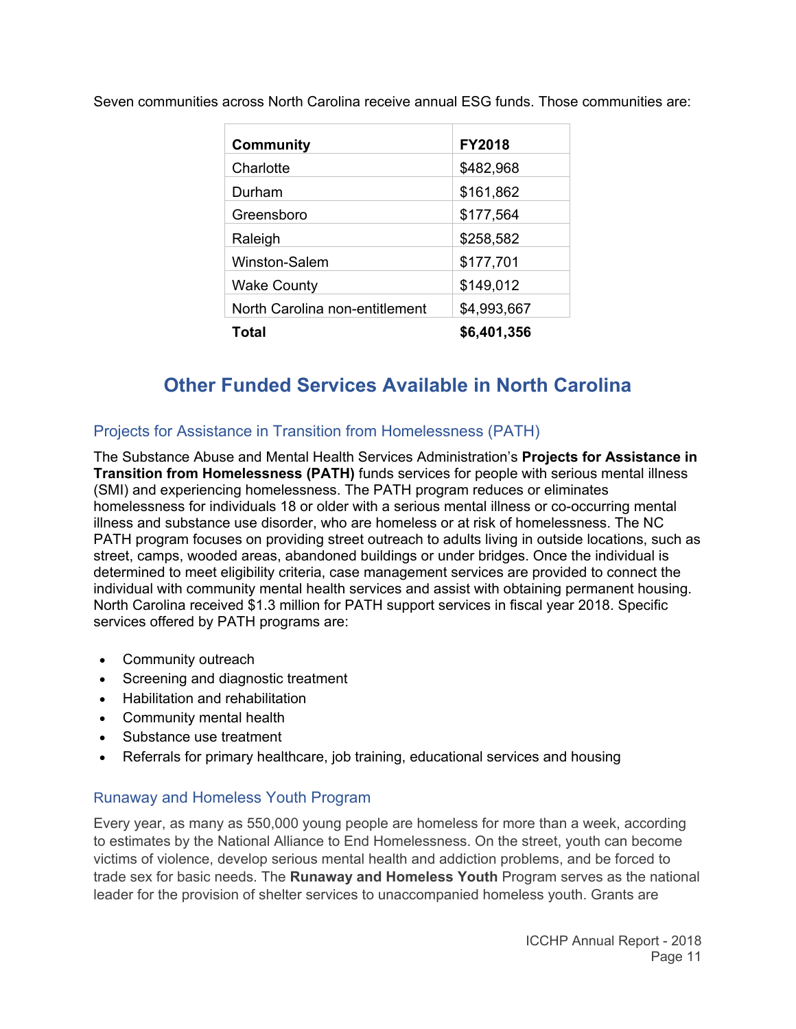Seven communities across North Carolina receive annual ESG funds. Those communities are:

| Community | FY2018 |
|---|---|
| Charlotte | $482,968 |
| Durham | $161,862 |
| Greensboro | $177,564 |
| Raleigh | $258,582 |
| Winston-Salem | $177,701 |
| Wake County | $149,012 |
| North Carolina non-entitlement | $4,993,667 |
| **Total** | **$6,401,356** |

## Other Funded Services Available in North Carolina

### Projects for Assistance in Transition from Homelessness (PATH)

The Substance Abuse and Mental Health Services Administration's **Projects for Assistance in Transition from Homelessness (PATH)** funds services for people with serious mental illness (SMI) and experiencing homelessness. The PATH program reduces or eliminates homelessness for individuals 18 or older with a serious mental illness or co-occurring mental illness and substance use disorder, who are homeless or at risk of homelessness. The NC PATH program focuses on providing street outreach to adults living in outside locations, such as street, camps, wooded areas, abandoned buildings or under bridges. Once the individual is determined to meet eligibility criteria, case management services are provided to connect the individual with community mental health services and assist with obtaining permanent housing. North Carolina received $1.3 million for PATH support services in fiscal year 2018. Specific services offered by PATH programs are:

- Community outreach
- Screening and diagnostic treatment
- Habilitation and rehabilitation
- Community mental health
- Substance use treatment
- Referrals for primary healthcare, job training, educational services and housing

### Runaway and Homeless Youth Program

Every year, as many as 550,000 young people are homeless for more than a week, according to estimates by the National Alliance to End Homelessness. On the street, youth can become victims of violence, develop serious mental health and addiction problems, and be forced to trade sex for basic needs. The **Runaway and Homeless Youth** Program serves as the national leader for the provision of shelter services to unaccompanied homeless youth. Grants are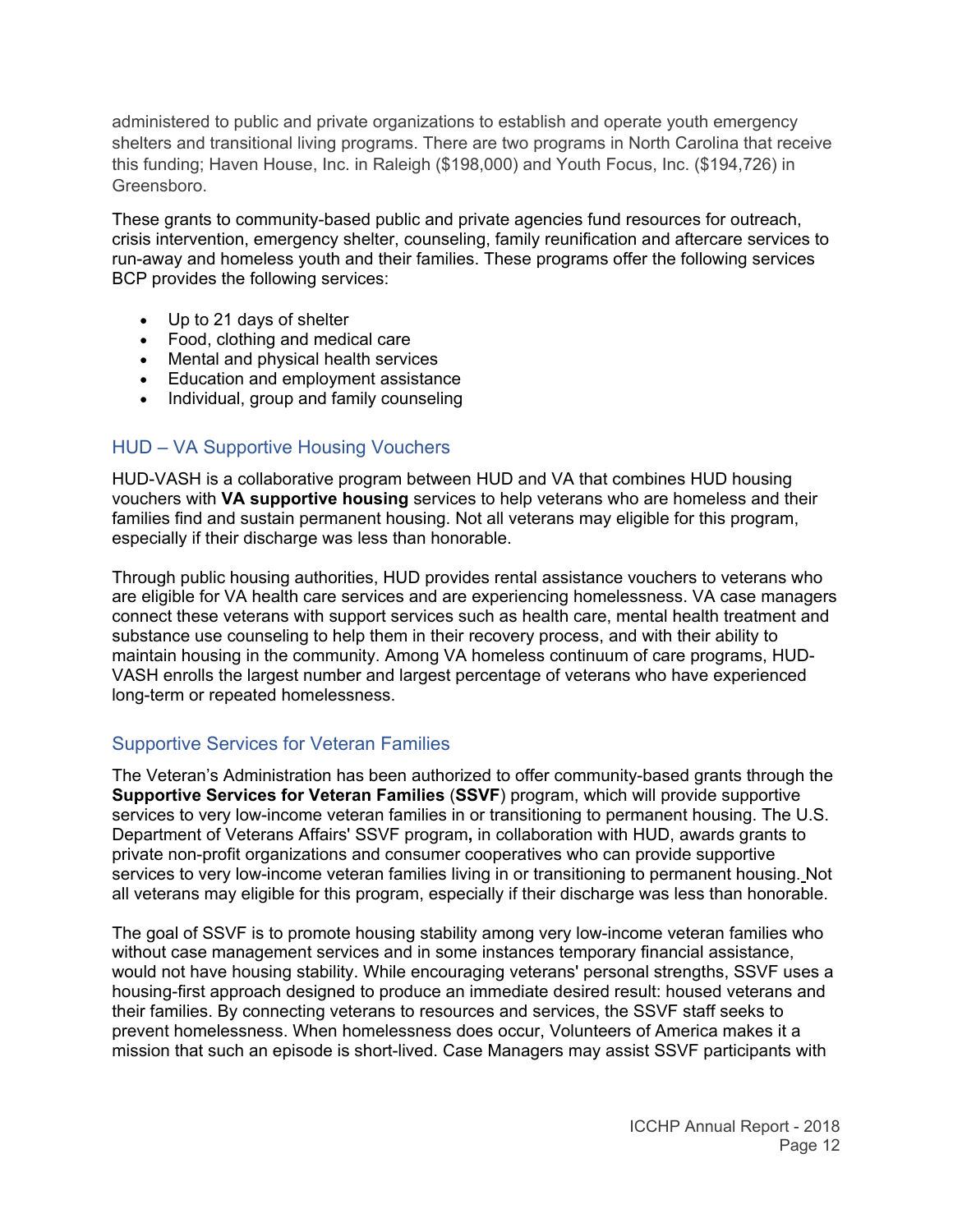administered to public and private organizations to establish and operate youth emergency shelters and transitional living programs. There are two programs in North Carolina that receive this funding; Haven House, Inc. in Raleigh ($198,000) and Youth Focus, Inc. ($194,726) in Greensboro.

These grants to community-based public and private agencies fund resources for outreach, crisis intervention, emergency shelter, counseling, family reunification and aftercare services to run-away and homeless youth and their families. These programs offer the following services BCP provides the following services:

- Up to 21 days of shelter
- Food, clothing and medical care
- Mental and physical health services
- Education and employment assistance
- Individual, group and family counseling

## HUD – VA Supportive Housing Vouchers

HUD-VASH is a collaborative program between HUD and VA that combines HUD housing vouchers with **VA supportive housing** services to help veterans who are homeless and their families find and sustain permanent housing. Not all veterans may eligible for this program, especially if their discharge was less than honorable.

Through public housing authorities, HUD provides rental assistance vouchers to veterans who are eligible for VA health care services and are experiencing homelessness. VA case managers connect these veterans with support services such as health care, mental health treatment and substance use counseling to help them in their recovery process, and with their ability to maintain housing in the community. Among VA homeless continuum of care programs, HUD-VASH enrolls the largest number and largest percentage of veterans who have experienced long-term or repeated homelessness.

## Supportive Services for Veteran Families

The Veteran's Administration has been authorized to offer community-based grants through the **Supportive Services for Veteran Families** (**SSVF**) program, which will provide supportive services to very low-income veteran families in or transitioning to permanent housing. The U.S. Department of Veterans Affairs' SSVF program**,** in collaboration with HUD, awards grants to private non-profit organizations and consumer cooperatives who can provide supportive services to very low-income veteran families living in or transitioning to permanent housing. Not all veterans may eligible for this program, especially if their discharge was less than honorable.

The goal of SSVF is to promote housing stability among very low-income veteran families who without case management services and in some instances temporary financial assistance, would not have housing stability. While encouraging veterans' personal strengths, SSVF uses a housing-first approach designed to produce an immediate desired result: housed veterans and their families. By connecting veterans to resources and services, the SSVF staff seeks to prevent homelessness. When homelessness does occur, Volunteers of America makes it a mission that such an episode is short-lived. Case Managers may assist SSVF participants with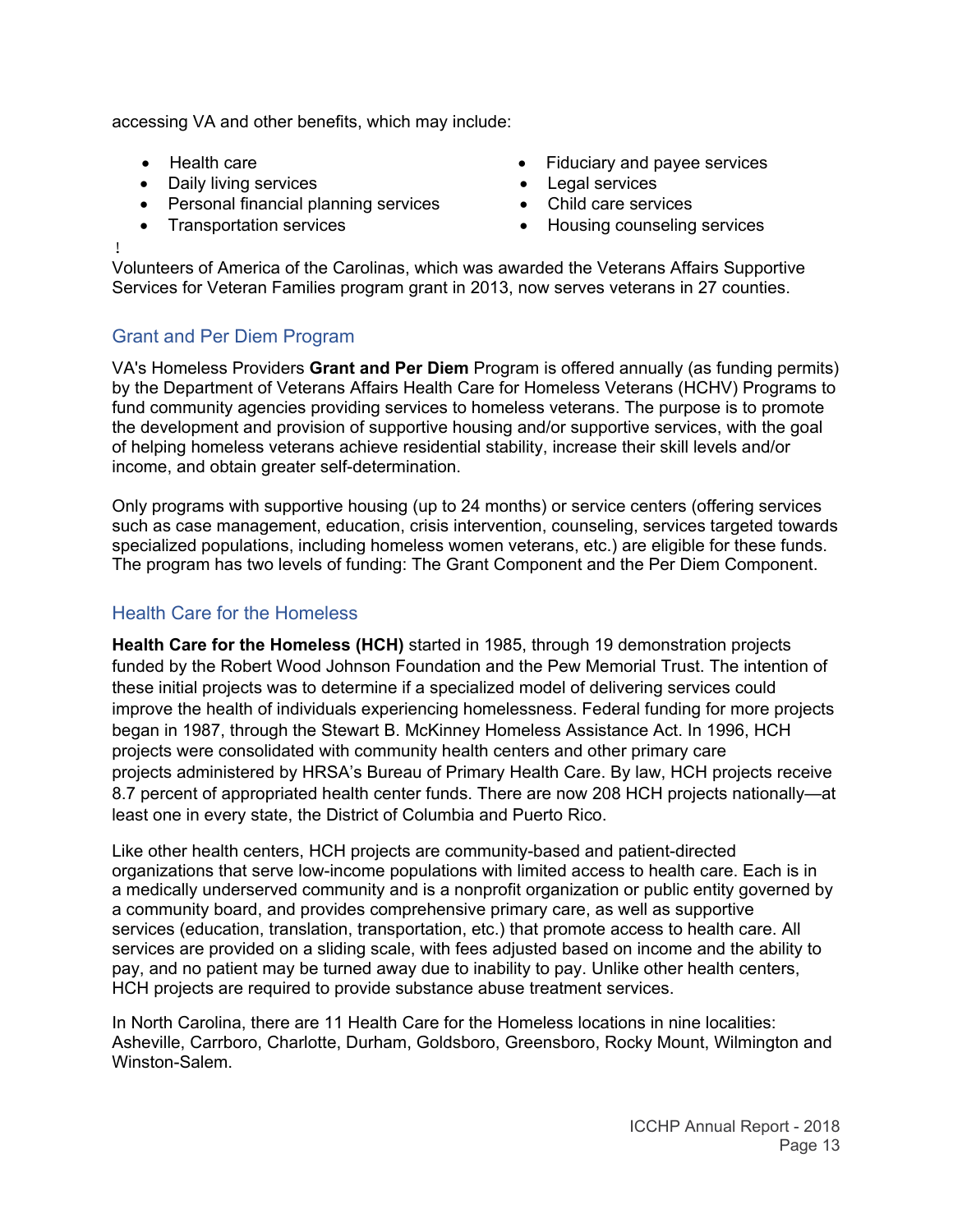accessing VA and other benefits, which may include:

- Health care
- Daily living services
- Personal financial planning services
- Transportation services
- Fiduciary and payee services
- Legal services
- Child care services
- Housing counseling services

Volunteers of America of the Carolinas, which was awarded the Veterans Affairs Supportive Services for Veteran Families program grant in 2013, now serves veterans in 27 counties.

## Grant and Per Diem Program

VA's Homeless Providers **Grant and Per Diem** Program is offered annually (as funding permits) by the Department of Veterans Affairs Health Care for Homeless Veterans (HCHV) Programs to fund community agencies providing services to homeless veterans. The purpose is to promote the development and provision of supportive housing and/or supportive services, with the goal of helping homeless veterans achieve residential stability, increase their skill levels and/or income, and obtain greater self-determination.

Only programs with supportive housing (up to 24 months) or service centers (offering services such as case management, education, crisis intervention, counseling, services targeted towards specialized populations, including homeless women veterans, etc.) are eligible for these funds. The program has two levels of funding: The Grant Component and the Per Diem Component.

## Health Care for the Homeless

**Health Care for the Homeless (HCH)** started in 1985, through 19 demonstration projects funded by the Robert Wood Johnson Foundation and the Pew Memorial Trust. The intention of these initial projects was to determine if a specialized model of delivering services could improve the health of individuals experiencing homelessness. Federal funding for more projects began in 1987, through the Stewart B. McKinney Homeless Assistance Act. In 1996, HCH projects were consolidated with community health centers and other primary care projects administered by HRSA's Bureau of Primary Health Care. By law, HCH projects receive 8.7 percent of appropriated health center funds. There are now 208 HCH projects nationally—at least one in every state, the District of Columbia and Puerto Rico.

Like other health centers, HCH projects are community-based and patient-directed organizations that serve low-income populations with limited access to health care. Each is in a medically underserved community and is a nonprofit organization or public entity governed by a community board, and provides comprehensive primary care, as well as supportive services (education, translation, transportation, etc.) that promote access to health care. All services are provided on a sliding scale, with fees adjusted based on income and the ability to pay, and no patient may be turned away due to inability to pay. Unlike other health centers, HCH projects are required to provide substance abuse treatment services.

In North Carolina, there are 11 Health Care for the Homeless locations in nine localities: Asheville, Carrboro, Charlotte, Durham, Goldsboro, Greensboro, Rocky Mount, Wilmington and Winston-Salem.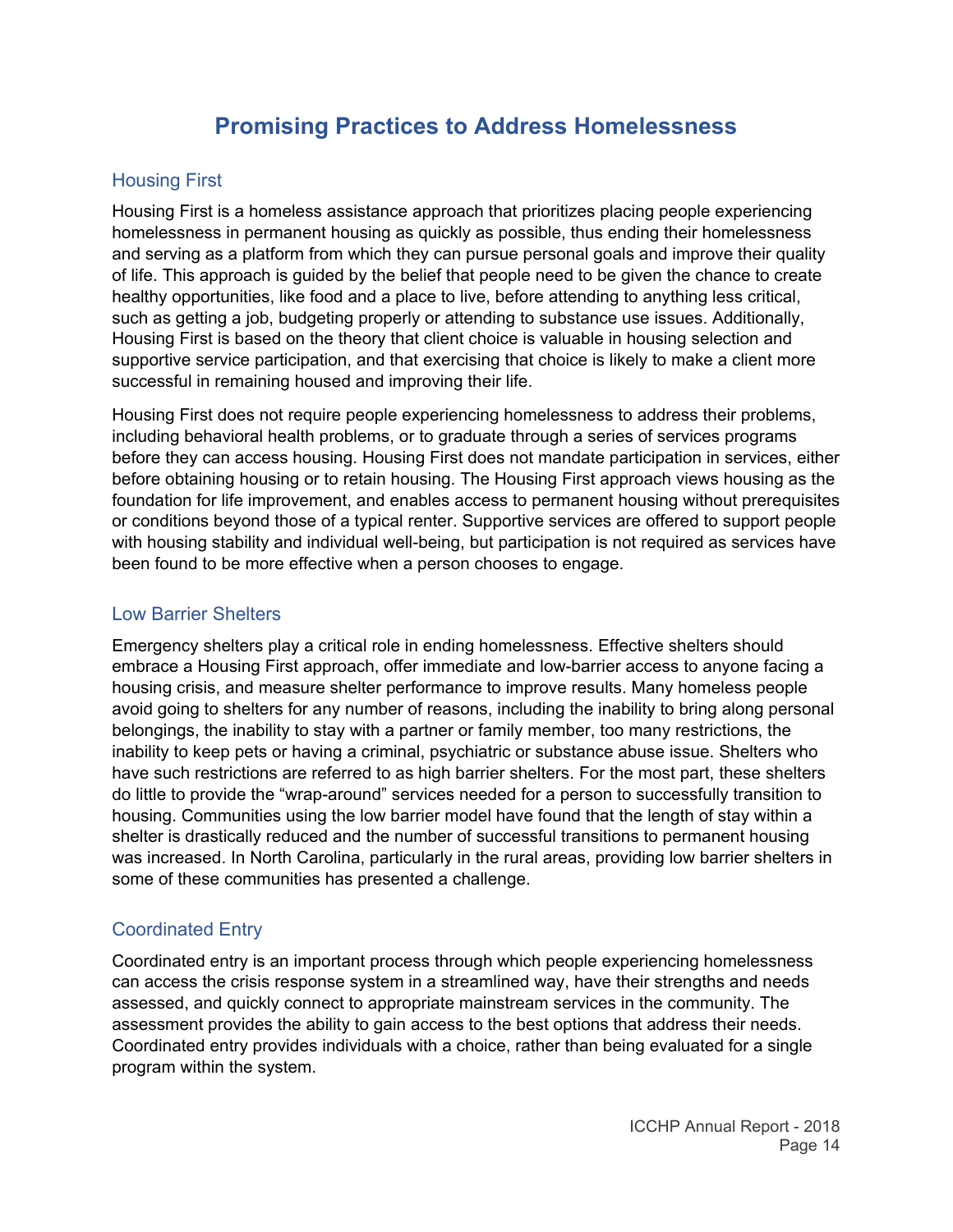# Promising Practices to Address Homelessness

## Housing First

Housing First is a homeless assistance approach that prioritizes placing people experiencing homelessness in permanent housing as quickly as possible, thus ending their homelessness and serving as a platform from which they can pursue personal goals and improve their quality of life. This approach is guided by the belief that people need to be given the chance to create healthy opportunities, like food and a place to live, before attending to anything less critical, such as getting a job, budgeting properly or attending to substance use issues. Additionally, Housing First is based on the theory that client choice is valuable in housing selection and supportive service participation, and that exercising that choice is likely to make a client more successful in remaining housed and improving their life.

Housing First does not require people experiencing homelessness to address their problems, including behavioral health problems, or to graduate through a series of services programs before they can access housing. Housing First does not mandate participation in services, either before obtaining housing or to retain housing. The Housing First approach views housing as the foundation for life improvement, and enables access to permanent housing without prerequisites or conditions beyond those of a typical renter. Supportive services are offered to support people with housing stability and individual well-being, but participation is not required as services have been found to be more effective when a person chooses to engage.

## Low Barrier Shelters

Emergency shelters play a critical role in ending homelessness. Effective shelters should embrace a Housing First approach, offer immediate and low-barrier access to anyone facing a housing crisis, and measure shelter performance to improve results. Many homeless people avoid going to shelters for any number of reasons, including the inability to bring along personal belongings, the inability to stay with a partner or family member, too many restrictions, the inability to keep pets or having a criminal, psychiatric or substance abuse issue. Shelters who have such restrictions are referred to as high barrier shelters. For the most part, these shelters do little to provide the "wrap-around" services needed for a person to successfully transition to housing. Communities using the low barrier model have found that the length of stay within a shelter is drastically reduced and the number of successful transitions to permanent housing was increased. In North Carolina, particularly in the rural areas, providing low barrier shelters in some of these communities has presented a challenge.

## Coordinated Entry

Coordinated entry is an important process through which people experiencing homelessness can access the crisis response system in a streamlined way, have their strengths and needs assessed, and quickly connect to appropriate mainstream services in the community. The assessment provides the ability to gain access to the best options that address their needs. Coordinated entry provides individuals with a choice, rather than being evaluated for a single program within the system.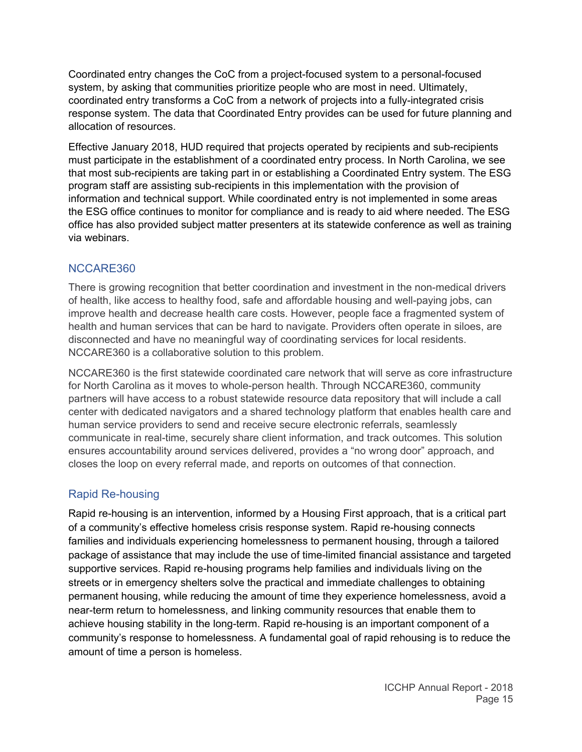Coordinated entry changes the CoC from a project-focused system to a personal-focused system, by asking that communities prioritize people who are most in need. Ultimately, coordinated entry transforms a CoC from a network of projects into a fully-integrated crisis response system. The data that Coordinated Entry provides can be used for future planning and allocation of resources.

Effective January 2018, HUD required that projects operated by recipients and sub-recipients must participate in the establishment of a coordinated entry process. In North Carolina, we see that most sub-recipients are taking part in or establishing a Coordinated Entry system. The ESG program staff are assisting sub-recipients in this implementation with the provision of information and technical support. While coordinated entry is not implemented in some areas the ESG office continues to monitor for compliance and is ready to aid where needed. The ESG office has also provided subject matter presenters at its statewide conference as well as training via webinars.

## NCCARE360

There is growing recognition that better coordination and investment in the non-medical drivers of health, like access to healthy food, safe and affordable housing and well-paying jobs, can improve health and decrease health care costs. However, people face a fragmented system of health and human services that can be hard to navigate. Providers often operate in siloes, are disconnected and have no meaningful way of coordinating services for local residents. NCCARE360 is a collaborative solution to this problem.

NCCARE360 is the first statewide coordinated care network that will serve as core infrastructure for North Carolina as it moves to whole-person health. Through NCCARE360, community partners will have access to a robust statewide resource data repository that will include a call center with dedicated navigators and a shared technology platform that enables health care and human service providers to send and receive secure electronic referrals, seamlessly communicate in real-time, securely share client information, and track outcomes. This solution ensures accountability around services delivered, provides a "no wrong door" approach, and closes the loop on every referral made, and reports on outcomes of that connection.

## Rapid Re-housing

Rapid re-housing is an intervention, informed by a Housing First approach, that is a critical part of a community's effective homeless crisis response system. Rapid re-housing connects families and individuals experiencing homelessness to permanent housing, through a tailored package of assistance that may include the use of time-limited financial assistance and targeted supportive services. Rapid re-housing programs help families and individuals living on the streets or in emergency shelters solve the practical and immediate challenges to obtaining permanent housing, while reducing the amount of time they experience homelessness, avoid a near-term return to homelessness, and linking community resources that enable them to achieve housing stability in the long-term. Rapid re-housing is an important component of a community's response to homelessness. A fundamental goal of rapid rehousing is to reduce the amount of time a person is homeless.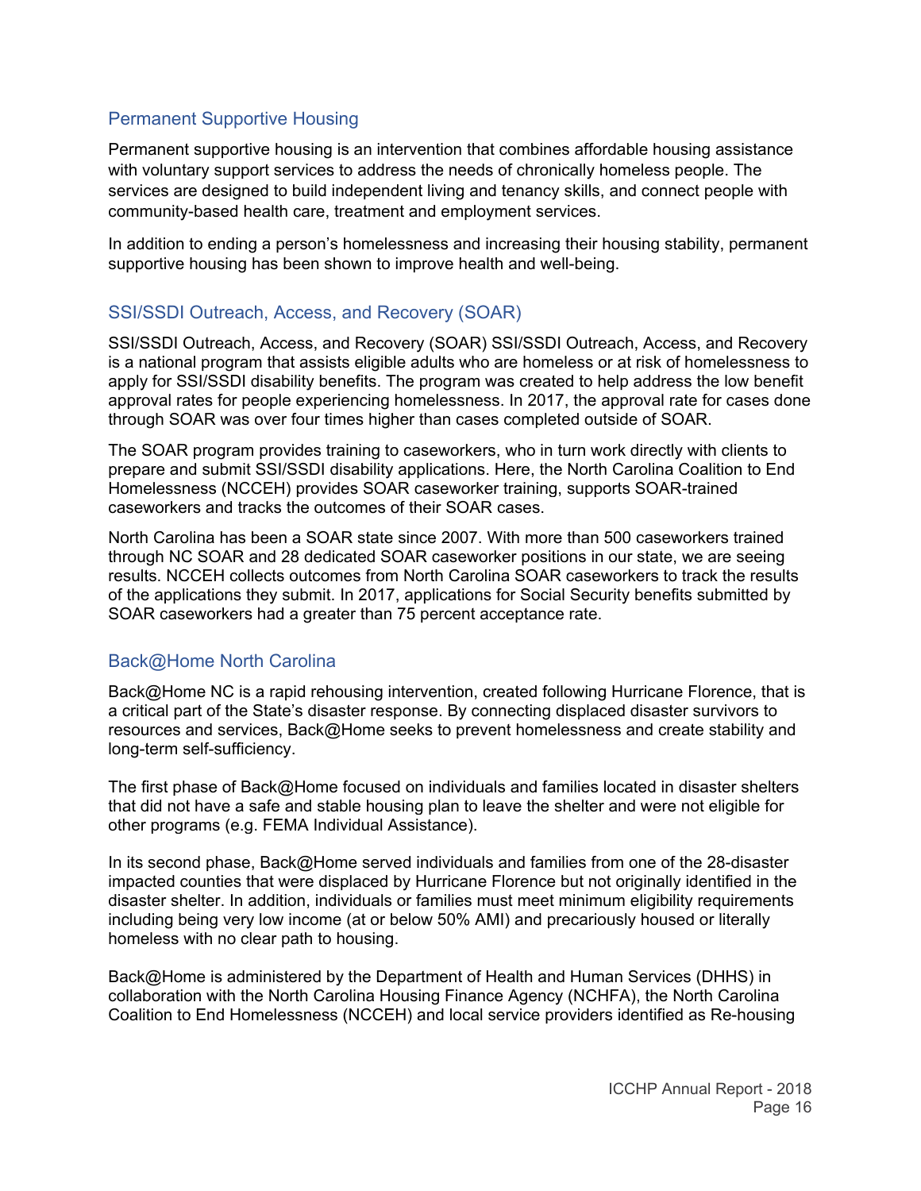## Permanent Supportive Housing

Permanent supportive housing is an intervention that combines affordable housing assistance with voluntary support services to address the needs of chronically homeless people. The services are designed to build independent living and tenancy skills, and connect people with community-based health care, treatment and employment services.

In addition to ending a person's homelessness and increasing their housing stability, permanent supportive housing has been shown to improve health and well-being.

## SSI/SSDI Outreach, Access, and Recovery (SOAR)

SSI/SSDI Outreach, Access, and Recovery (SOAR) SSI/SSDI Outreach, Access, and Recovery is a national program that assists eligible adults who are homeless or at risk of homelessness to apply for SSI/SSDI disability benefits. The program was created to help address the low benefit approval rates for people experiencing homelessness. In 2017, the approval rate for cases done through SOAR was over four times higher than cases completed outside of SOAR.

The SOAR program provides training to caseworkers, who in turn work directly with clients to prepare and submit SSI/SSDI disability applications. Here, the North Carolina Coalition to End Homelessness (NCCEH) provides SOAR caseworker training, supports SOAR-trained caseworkers and tracks the outcomes of their SOAR cases.

North Carolina has been a SOAR state since 2007. With more than 500 caseworkers trained through NC SOAR and 28 dedicated SOAR caseworker positions in our state, we are seeing results. NCCEH collects outcomes from North Carolina SOAR caseworkers to track the results of the applications they submit. In 2017, applications for Social Security benefits submitted by SOAR caseworkers had a greater than 75 percent acceptance rate.

## Back@Home North Carolina

Back@Home NC is a rapid rehousing intervention, created following Hurricane Florence, that is a critical part of the State's disaster response. By connecting displaced disaster survivors to resources and services, Back@Home seeks to prevent homelessness and create stability and long-term self-sufficiency.

The first phase of Back@Home focused on individuals and families located in disaster shelters that did not have a safe and stable housing plan to leave the shelter and were not eligible for other programs (e.g. FEMA Individual Assistance).

In its second phase, Back@Home served individuals and families from one of the 28-disaster impacted counties that were displaced by Hurricane Florence but not originally identified in the disaster shelter. In addition, individuals or families must meet minimum eligibility requirements including being very low income (at or below 50% AMI) and precariously housed or literally homeless with no clear path to housing.

Back@Home is administered by the Department of Health and Human Services (DHHS) in collaboration with the North Carolina Housing Finance Agency (NCHFA), the North Carolina Coalition to End Homelessness (NCCEH) and local service providers identified as Re-housing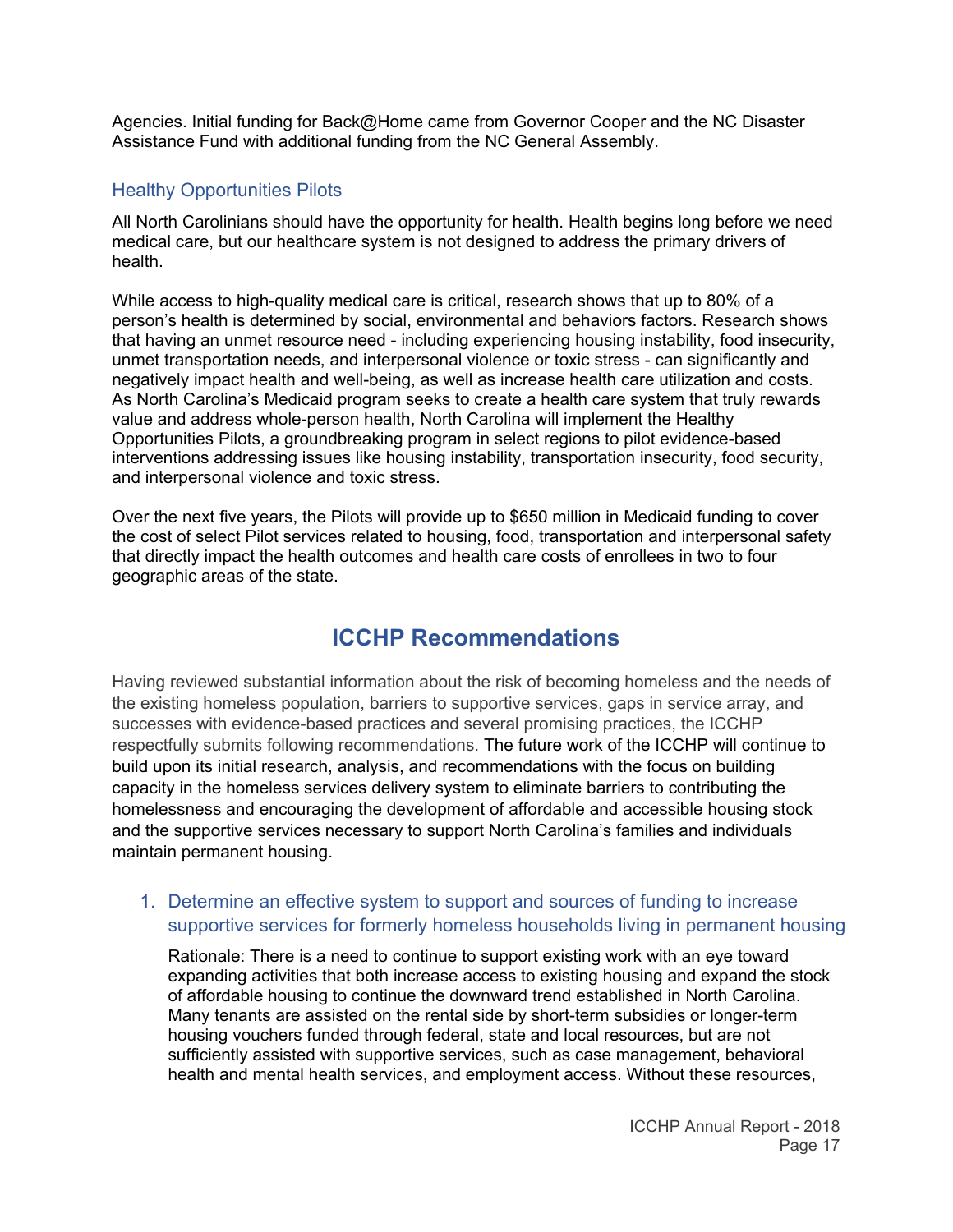Agencies. Initial funding for Back@Home came from Governor Cooper and the NC Disaster Assistance Fund with additional funding from the NC General Assembly.

### Healthy Opportunities Pilots

All North Carolinians should have the opportunity for health. Health begins long before we need medical care, but our healthcare system is not designed to address the primary drivers of health.

While access to high-quality medical care is critical, research shows that up to 80% of a person's health is determined by social, environmental and behaviors factors. Research shows that having an unmet resource need - including experiencing housing instability, food insecurity, unmet transportation needs, and interpersonal violence or toxic stress - can significantly and negatively impact health and well-being, as well as increase health care utilization and costs. As North Carolina's Medicaid program seeks to create a health care system that truly rewards value and address whole-person health, North Carolina will implement the Healthy Opportunities Pilots, a groundbreaking program in select regions to pilot evidence-based interventions addressing issues like housing instability, transportation insecurity, food security, and interpersonal violence and toxic stress.

Over the next five years, the Pilots will provide up to $650 million in Medicaid funding to cover the cost of select Pilot services related to housing, food, transportation and interpersonal safety that directly impact the health outcomes and health care costs of enrollees in two to four geographic areas of the state.

## ICCHP Recommendations

Having reviewed substantial information about the risk of becoming homeless and the needs of the existing homeless population, barriers to supportive services, gaps in service array, and successes with evidence-based practices and several promising practices, the ICCHP respectfully submits following recommendations. The future work of the ICCHP will continue to build upon its initial research, analysis, and recommendations with the focus on building capacity in the homeless services delivery system to eliminate barriers to contributing the homelessness and encouraging the development of affordable and accessible housing stock and the supportive services necessary to support North Carolina's families and individuals maintain permanent housing.

1. Determine an effective system to support and sources of funding to increase supportive services for formerly homeless households living in permanent housing

   Rationale: There is a need to continue to support existing work with an eye toward expanding activities that both increase access to existing housing and expand the stock of affordable housing to continue the downward trend established in North Carolina. Many tenants are assisted on the rental side by short-term subsidies or longer-term housing vouchers funded through federal, state and local resources, but are not sufficiently assisted with supportive services, such as case management, behavioral health and mental health services, and employment access. Without these resources,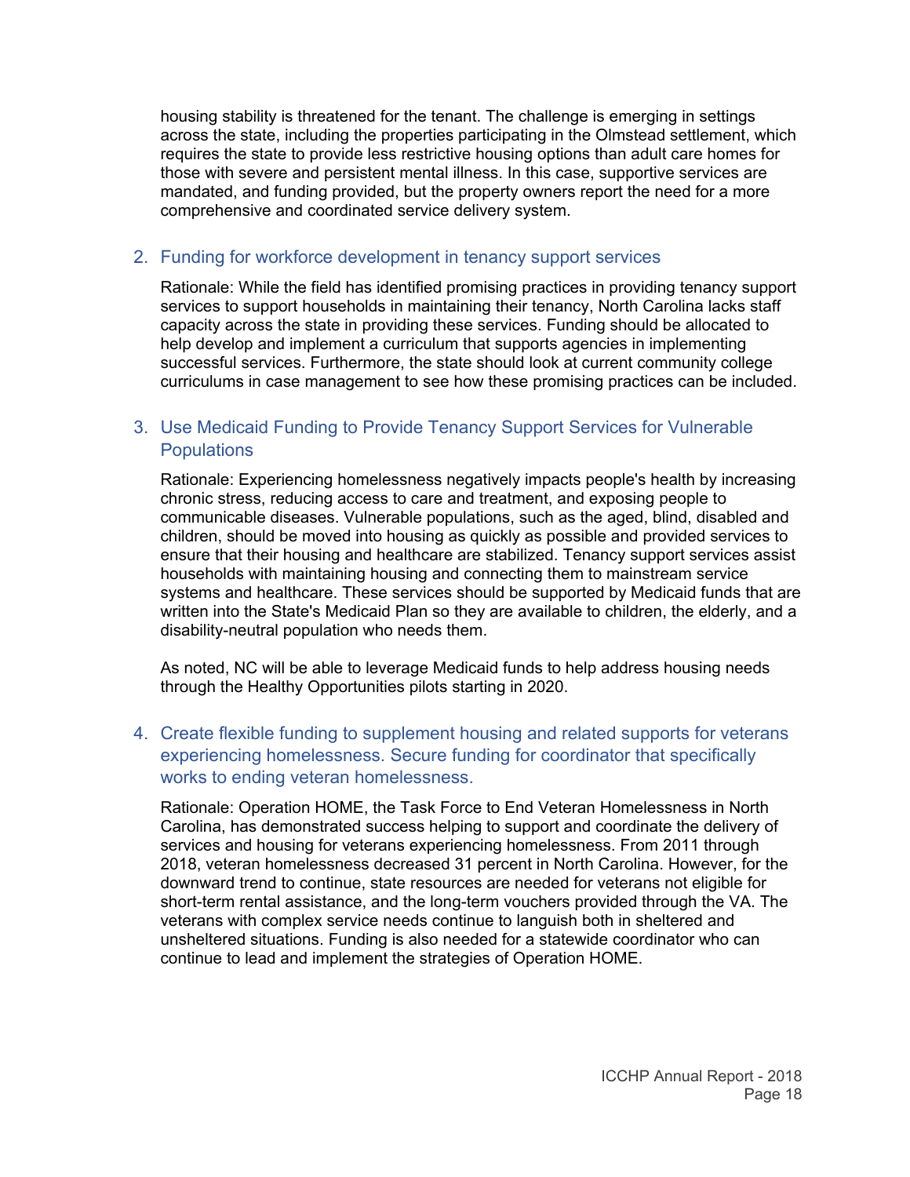housing stability is threatened for the tenant. The challenge is emerging in settings across the state, including the properties participating in the Olmstead settlement, which requires the state to provide less restrictive housing options than adult care homes for those with severe and persistent mental illness. In this case, supportive services are mandated, and funding provided, but the property owners report the need for a more comprehensive and coordinated service delivery system.

2. Funding for workforce development in tenancy support services

   Rationale: While the field has identified promising practices in providing tenancy support services to support households in maintaining their tenancy, North Carolina lacks staff capacity across the state in providing these services. Funding should be allocated to help develop and implement a curriculum that supports agencies in implementing successful services. Furthermore, the state should look at current community college curriculums in case management to see how these promising practices can be included.

3. Use Medicaid Funding to Provide Tenancy Support Services for Vulnerable Populations

   Rationale: Experiencing homelessness negatively impacts people's health by increasing chronic stress, reducing access to care and treatment, and exposing people to communicable diseases. Vulnerable populations, such as the aged, blind, disabled and children, should be moved into housing as quickly as possible and provided services to ensure that their housing and healthcare are stabilized. Tenancy support services assist households with maintaining housing and connecting them to mainstream service systems and healthcare. These services should be supported by Medicaid funds that are written into the State's Medicaid Plan so they are available to children, the elderly, and a disability-neutral population who needs them.

   As noted, NC will be able to leverage Medicaid funds to help address housing needs through the Healthy Opportunities pilots starting in 2020.

4. Create flexible funding to supplement housing and related supports for veterans experiencing homelessness. Secure funding for coordinator that specifically works to ending veteran homelessness.

   Rationale: Operation HOME, the Task Force to End Veteran Homelessness in North Carolina, has demonstrated success helping to support and coordinate the delivery of services and housing for veterans experiencing homelessness. From 2011 through 2018, veteran homelessness decreased 31 percent in North Carolina. However, for the downward trend to continue, state resources are needed for veterans not eligible for short-term rental assistance, and the long-term vouchers provided through the VA. The veterans with complex service needs continue to languish both in sheltered and unsheltered situations. Funding is also needed for a statewide coordinator who can continue to lead and implement the strategies of Operation HOME.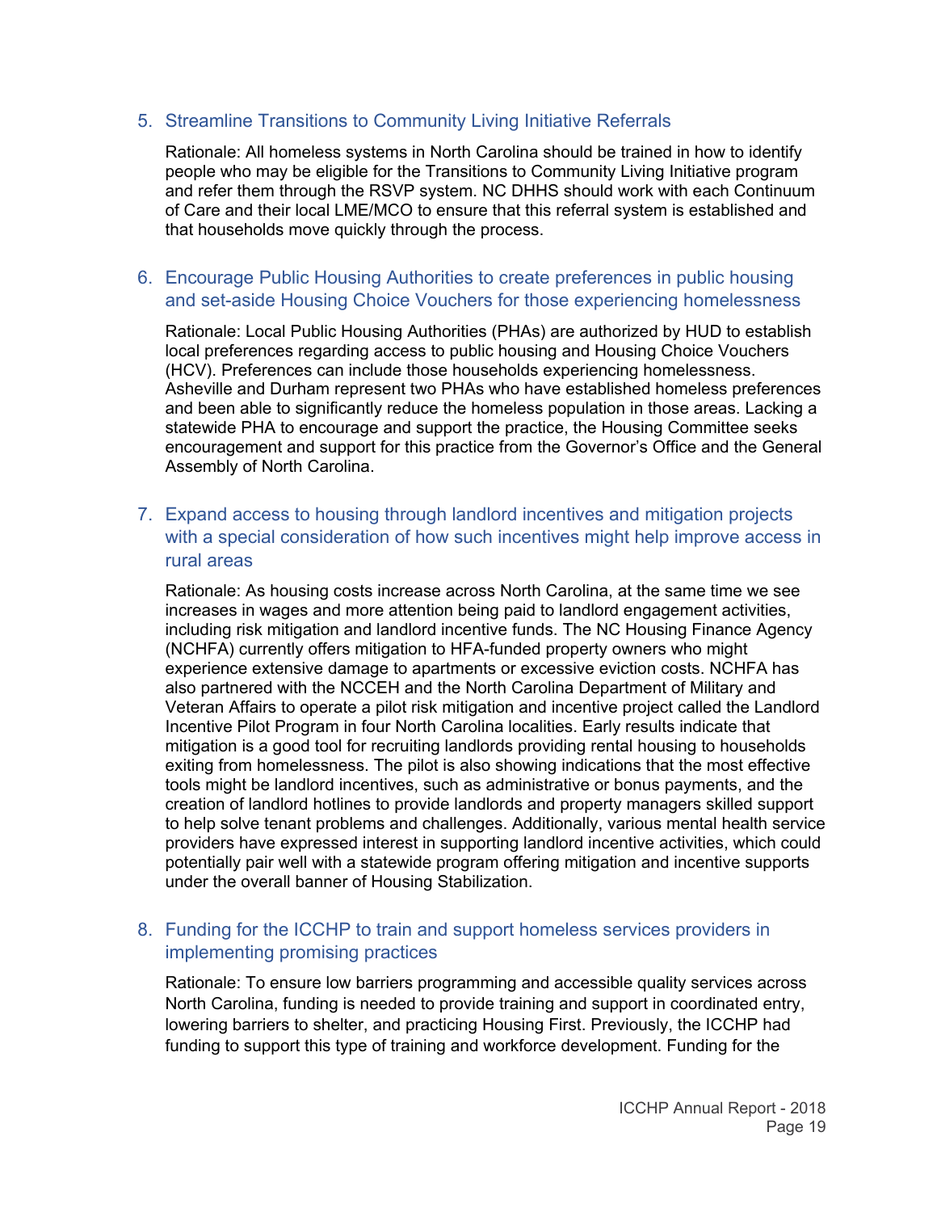5. Streamline Transitions to Community Living Initiative Referrals

   Rationale: All homeless systems in North Carolina should be trained in how to identify people who may be eligible for the Transitions to Community Living Initiative program and refer them through the RSVP system. NC DHHS should work with each Continuum of Care and their local LME/MCO to ensure that this referral system is established and that households move quickly through the process.

6. Encourage Public Housing Authorities to create preferences in public housing and set-aside Housing Choice Vouchers for those experiencing homelessness

   Rationale: Local Public Housing Authorities (PHAs) are authorized by HUD to establish local preferences regarding access to public housing and Housing Choice Vouchers (HCV). Preferences can include those households experiencing homelessness. Asheville and Durham represent two PHAs who have established homeless preferences and been able to significantly reduce the homeless population in those areas. Lacking a statewide PHA to encourage and support the practice, the Housing Committee seeks encouragement and support for this practice from the Governor's Office and the General Assembly of North Carolina.

7. Expand access to housing through landlord incentives and mitigation projects with a special consideration of how such incentives might help improve access in rural areas

   Rationale: As housing costs increase across North Carolina, at the same time we see increases in wages and more attention being paid to landlord engagement activities, including risk mitigation and landlord incentive funds. The NC Housing Finance Agency (NCHFA) currently offers mitigation to HFA-funded property owners who might experience extensive damage to apartments or excessive eviction costs. NCHFA has also partnered with the NCCEH and the North Carolina Department of Military and Veteran Affairs to operate a pilot risk mitigation and incentive project called the Landlord Incentive Pilot Program in four North Carolina localities. Early results indicate that mitigation is a good tool for recruiting landlords providing rental housing to households exiting from homelessness. The pilot is also showing indications that the most effective tools might be landlord incentives, such as administrative or bonus payments, and the creation of landlord hotlines to provide landlords and property managers skilled support to help solve tenant problems and challenges. Additionally, various mental health service providers have expressed interest in supporting landlord incentive activities, which could potentially pair well with a statewide program offering mitigation and incentive supports under the overall banner of Housing Stabilization.

8. Funding for the ICCHP to train and support homeless services providers in implementing promising practices

   Rationale: To ensure low barriers programming and accessible quality services across North Carolina, funding is needed to provide training and support in coordinated entry, lowering barriers to shelter, and practicing Housing First. Previously, the ICCHP had funding to support this type of training and workforce development. Funding for the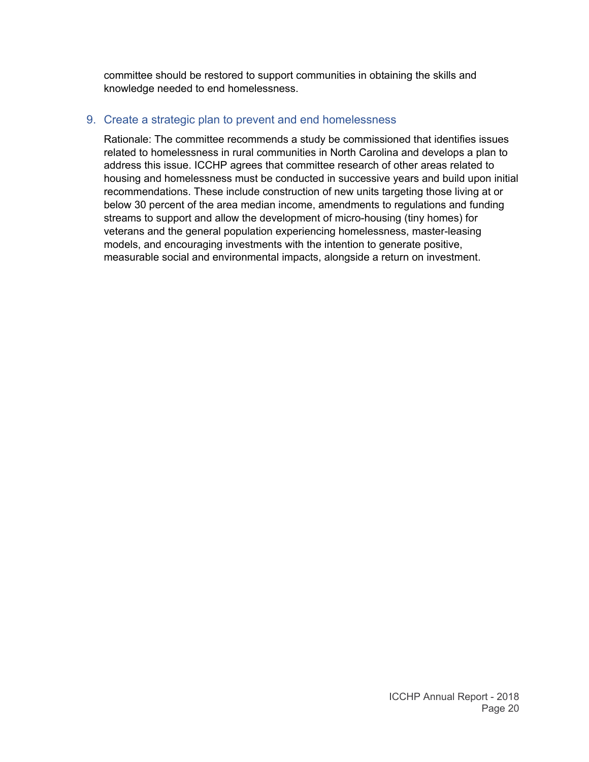committee should be restored to support communities in obtaining the skills and knowledge needed to end homelessness.

### 9. Create a strategic plan to prevent and end homelessness

Rationale: The committee recommends a study be commissioned that identifies issues related to homelessness in rural communities in North Carolina and develops a plan to address this issue. ICCHP agrees that committee research of other areas related to housing and homelessness must be conducted in successive years and build upon initial recommendations. These include construction of new units targeting those living at or below 30 percent of the area median income, amendments to regulations and funding streams to support and allow the development of micro-housing (tiny homes) for veterans and the general population experiencing homelessness, master-leasing models, and encouraging investments with the intention to generate positive, measurable social and environmental impacts, alongside a return on investment.